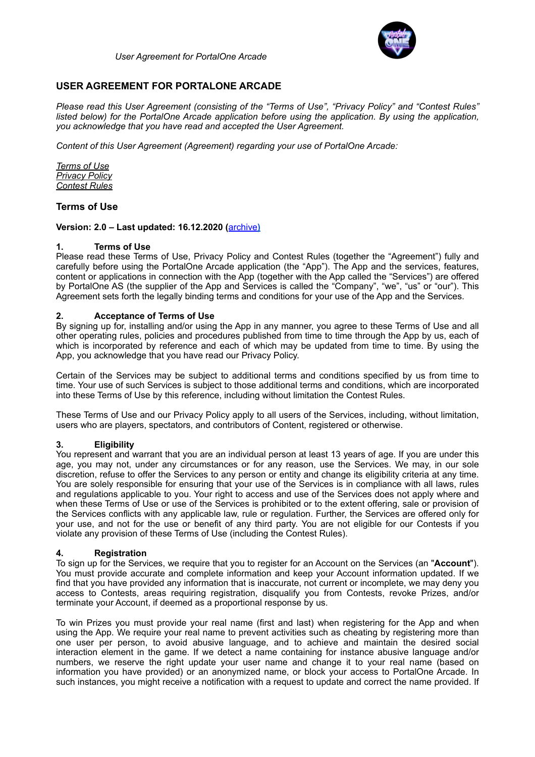# USER AGREEMENT FOR PORTALONE ARCADE

*Please read this User Agreement (consisting of the "Terms of Use", "Privacy Policy" and "Contest Rules" listed below) for the PortalOne Arcade application before using the application. By using the application, you acknowledge that you have read and accepted the User Agreement.*

*Content of this User Agreement (Agreement) regarding your use of PortalOne Arcade:*

*Terms of Use*
*Privacy Policy*
*Contest Rules*

## Terms of Use

**Version: 2.0 – Last updated: 16.12.2020 (archive)**

### 1. Terms of Use

Please read these Terms of Use, Privacy Policy and Contest Rules (together the "Agreement") fully and carefully before using the PortalOne Arcade application (the "App"). The App and the services, features, content or applications in connection with the App (together with the App called the "Services") are offered by PortalOne AS (the supplier of the App and Services is called the "Company", "we", "us" or "our"). This Agreement sets forth the legally binding terms and conditions for your use of the App and the Services.

### 2. Acceptance of Terms of Use

By signing up for, installing and/or using the App in any manner, you agree to these Terms of Use and all other operating rules, policies and procedures published from time to time through the App by us, each of which is incorporated by reference and each of which may be updated from time to time. By using the App, you acknowledge that you have read our Privacy Policy.

Certain of the Services may be subject to additional terms and conditions specified by us from time to time. Your use of such Services is subject to those additional terms and conditions, which are incorporated into these Terms of Use by this reference, including without limitation the Contest Rules.

These Terms of Use and our Privacy Policy apply to all users of the Services, including, without limitation, users who are players, spectators, and contributors of Content, registered or otherwise.

### 3. Eligibility

You represent and warrant that you are an individual person at least 13 years of age. If you are under this age, you may not, under any circumstances or for any reason, use the Services. We may, in our sole discretion, refuse to offer the Services to any person or entity and change its eligibility criteria at any time. You are solely responsible for ensuring that your use of the Services is in compliance with all laws, rules and regulations applicable to you. Your right to access and use of the Services does not apply where and when these Terms of Use or use of the Services is prohibited or to the extent offering, sale or provision of the Services conflicts with any applicable law, rule or regulation. Further, the Services are offered only for your use, and not for the use or benefit of any third party. You are not eligible for our Contests if you violate any provision of these Terms of Use (including the Contest Rules).

### 4. Registration

To sign up for the Services, we require that you to register for an Account on the Services (an "**Account**"). You must provide accurate and complete information and keep your Account information updated. If we find that you have provided any information that is inaccurate, not current or incomplete, we may deny you access to Contests, areas requiring registration, disqualify you from Contests, revoke Prizes, and/or terminate your Account, if deemed as a proportional response by us.

To win Prizes you must provide your real name (first and last) when registering for the App and when using the App. We require your real name to prevent activities such as cheating by registering more than one user per person, to avoid abusive language, and to achieve and maintain the desired social interaction element in the game. If we detect a name containing for instance abusive language and/or numbers, we reserve the right update your user name and change it to your real name (based on information you have provided) or an anonymized name, or block your access to PortalOne Arcade. In such instances, you might receive a notification with a request to update and correct the name provided. If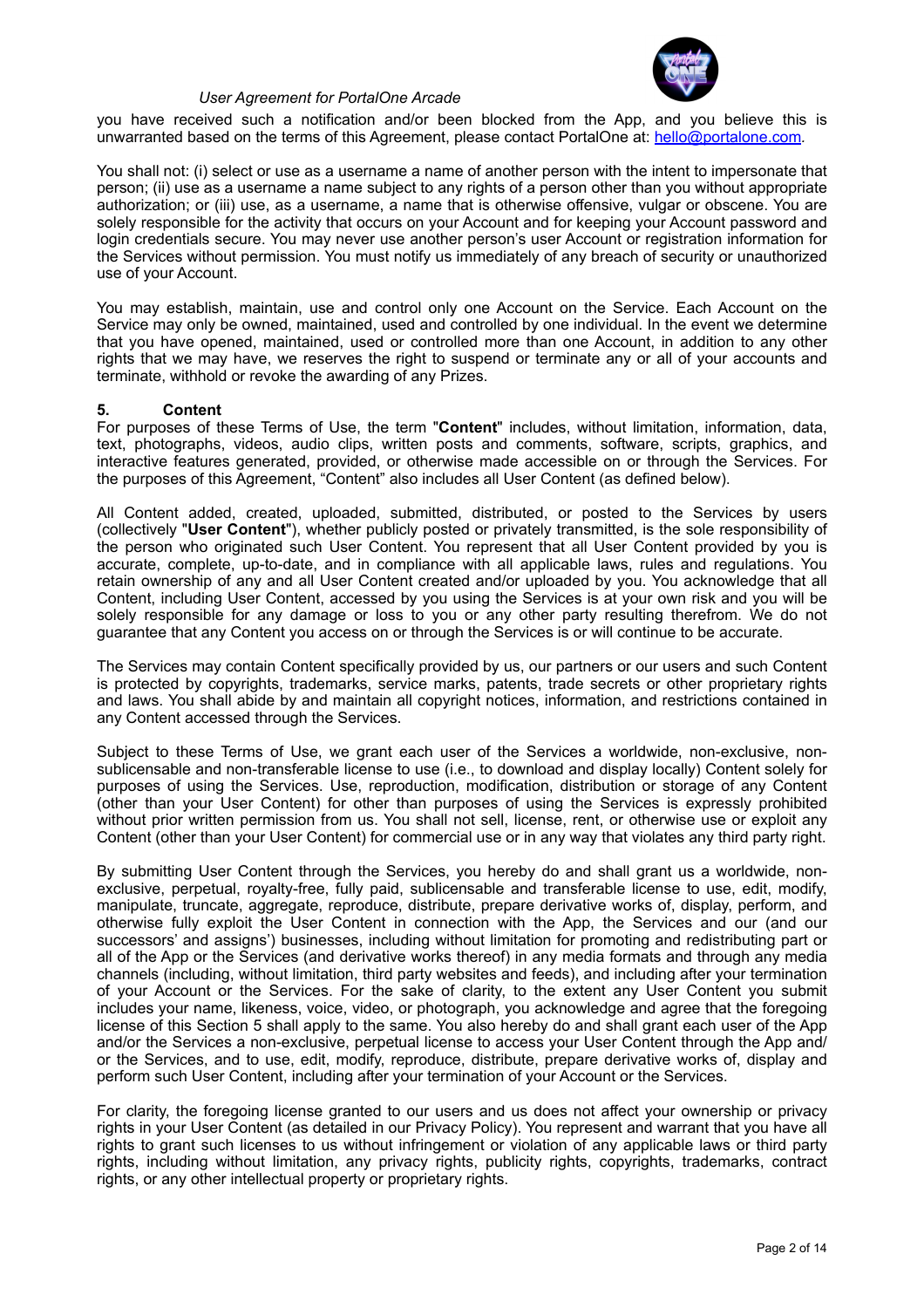you have received such a notification and/or been blocked from the App, and you believe this is unwarranted based on the terms of this Agreement, please contact PortalOne at: hello@portalone.com.

You shall not: (i) select or use as a username a name of another person with the intent to impersonate that person; (ii) use as a username a name subject to any rights of a person other than you without appropriate authorization; or (iii) use, as a username, a name that is otherwise offensive, vulgar or obscene. You are solely responsible for the activity that occurs on your Account and for keeping your Account password and login credentials secure. You may never use another person's user Account or registration information for the Services without permission. You must notify us immediately of any breach of security or unauthorized use of your Account.

You may establish, maintain, use and control only one Account on the Service. Each Account on the Service may only be owned, maintained, used and controlled by one individual. In the event we determine that you have opened, maintained, used or controlled more than one Account, in addition to any other rights that we may have, we reserves the right to suspend or terminate any or all of your accounts and terminate, withhold or revoke the awarding of any Prizes.

## 5. Content

For purposes of these Terms of Use, the term "**Content**" includes, without limitation, information, data, text, photographs, videos, audio clips, written posts and comments, software, scripts, graphics, and interactive features generated, provided, or otherwise made accessible on or through the Services. For the purposes of this Agreement, "Content" also includes all User Content (as defined below).

All Content added, created, uploaded, submitted, distributed, or posted to the Services by users (collectively "**User Content**"), whether publicly posted or privately transmitted, is the sole responsibility of the person who originated such User Content. You represent that all User Content provided by you is accurate, complete, up-to-date, and in compliance with all applicable laws, rules and regulations. You retain ownership of any and all User Content created and/or uploaded by you. You acknowledge that all Content, including User Content, accessed by you using the Services is at your own risk and you will be solely responsible for any damage or loss to you or any other party resulting therefrom. We do not guarantee that any Content you access on or through the Services is or will continue to be accurate.

The Services may contain Content specifically provided by us, our partners or our users and such Content is protected by copyrights, trademarks, service marks, patents, trade secrets or other proprietary rights and laws. You shall abide by and maintain all copyright notices, information, and restrictions contained in any Content accessed through the Services.

Subject to these Terms of Use, we grant each user of the Services a worldwide, non-exclusive, non-sublicensable and non-transferable license to use (i.e., to download and display locally) Content solely for purposes of using the Services. Use, reproduction, modification, distribution or storage of any Content (other than your User Content) for other than purposes of using the Services is expressly prohibited without prior written permission from us. You shall not sell, license, rent, or otherwise use or exploit any Content (other than your User Content) for commercial use or in any way that violates any third party right.

By submitting User Content through the Services, you hereby do and shall grant us a worldwide, non-exclusive, perpetual, royalty-free, fully paid, sublicensable and transferable license to use, edit, modify, manipulate, truncate, aggregate, reproduce, distribute, prepare derivative works of, display, perform, and otherwise fully exploit the User Content in connection with the App, the Services and our (and our successors' and assigns') businesses, including without limitation for promoting and redistributing part or all of the App or the Services (and derivative works thereof) in any media formats and through any media channels (including, without limitation, third party websites and feeds), and including after your termination of your Account or the Services. For the sake of clarity, to the extent any User Content you submit includes your name, likeness, voice, video, or photograph, you acknowledge and agree that the foregoing license of this Section 5 shall apply to the same. You also hereby do and shall grant each user of the App and/or the Services a non-exclusive, perpetual license to access your User Content through the App and/or the Services, and to use, edit, modify, reproduce, distribute, prepare derivative works of, display and perform such User Content, including after your termination of your Account or the Services.

For clarity, the foregoing license granted to our users and us does not affect your ownership or privacy rights in your User Content (as detailed in our Privacy Policy). You represent and warrant that you have all rights to grant such licenses to us without infringement or violation of any applicable laws or third party rights, including without limitation, any privacy rights, publicity rights, copyrights, trademarks, contract rights, or any other intellectual property or proprietary rights.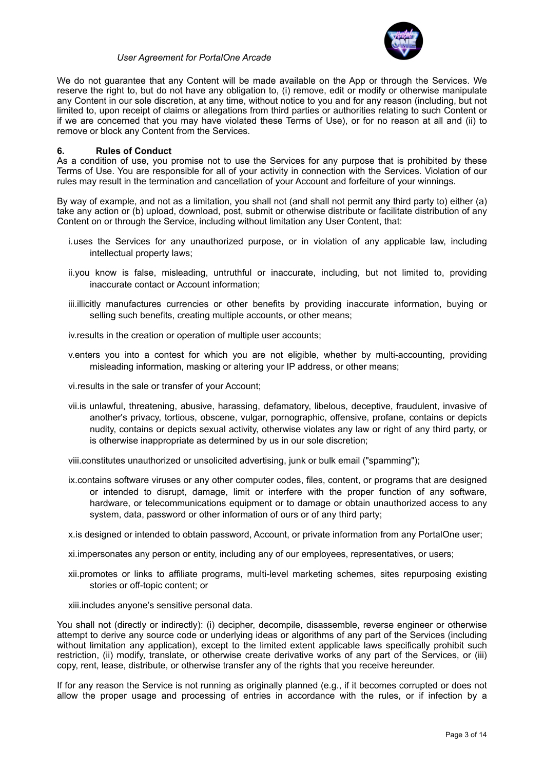We do not guarantee that any Content will be made available on the App or through the Services. We reserve the right to, but do not have any obligation to, (i) remove, edit or modify or otherwise manipulate any Content in our sole discretion, at any time, without notice to you and for any reason (including, but not limited to, upon receipt of claims or allegations from third parties or authorities relating to such Content or if we are concerned that you may have violated these Terms of Use), or for no reason at all and (ii) to remove or block any Content from the Services.

## 6. Rules of Conduct

As a condition of use, you promise not to use the Services for any purpose that is prohibited by these Terms of Use. You are responsible for all of your activity in connection with the Services. Violation of our rules may result in the termination and cancellation of your Account and forfeiture of your winnings.

By way of example, and not as a limitation, you shall not (and shall not permit any third party to) either (a) take any action or (b) upload, download, post, submit or otherwise distribute or facilitate distribution of any Content on or through the Service, including without limitation any User Content, that:

i. uses the Services for any unauthorized purpose, or in violation of any applicable law, including intellectual property laws;

ii. you know is false, misleading, untruthful or inaccurate, including, but not limited to, providing inaccurate contact or Account information;

iii. illicitly manufactures currencies or other benefits by providing inaccurate information, buying or selling such benefits, creating multiple accounts, or other means;

iv. results in the creation or operation of multiple user accounts;

v. enters you into a contest for which you are not eligible, whether by multi-accounting, providing misleading information, masking or altering your IP address, or other means;

vi. results in the sale or transfer of your Account;

vii. is unlawful, threatening, abusive, harassing, defamatory, libelous, deceptive, fraudulent, invasive of another's privacy, tortious, obscene, vulgar, pornographic, offensive, profane, contains or depicts nudity, contains or depicts sexual activity, otherwise violates any law or right of any third party, or is otherwise inappropriate as determined by us in our sole discretion;

viii. constitutes unauthorized or unsolicited advertising, junk or bulk email ("spamming");

ix. contains software viruses or any other computer codes, files, content, or programs that are designed or intended to disrupt, damage, limit or interfere with the proper function of any software, hardware, or telecommunications equipment or to damage or obtain unauthorized access to any system, data, password or other information of ours or of any third party;

x. is designed or intended to obtain password, Account, or private information from any PortalOne user;

xi. impersonates any person or entity, including any of our employees, representatives, or users;

xii. promotes or links to affiliate programs, multi-level marketing schemes, sites repurposing existing stories or off-topic content; or

xiii. includes anyone's sensitive personal data.

You shall not (directly or indirectly): (i) decipher, decompile, disassemble, reverse engineer or otherwise attempt to derive any source code or underlying ideas or algorithms of any part of the Services (including without limitation any application), except to the limited extent applicable laws specifically prohibit such restriction, (ii) modify, translate, or otherwise create derivative works of any part of the Services, or (iii) copy, rent, lease, distribute, or otherwise transfer any of the rights that you receive hereunder.

If for any reason the Service is not running as originally planned (e.g., if it becomes corrupted or does not allow the proper usage and processing of entries in accordance with the rules, or if infection by a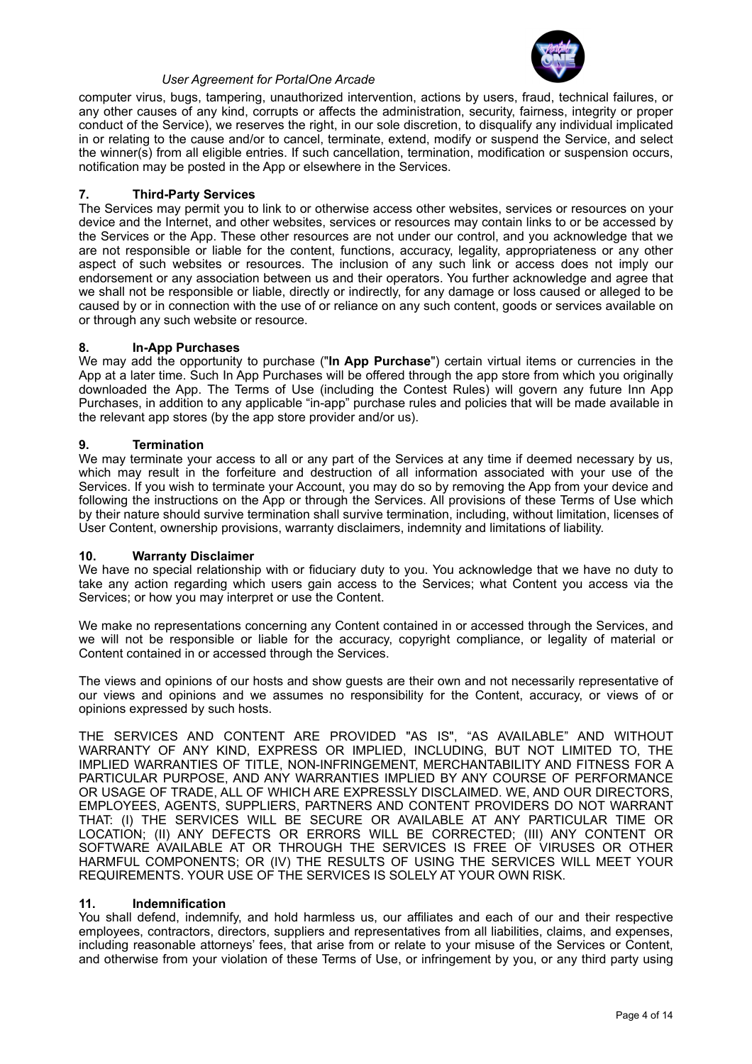computer virus, bugs, tampering, unauthorized intervention, actions by users, fraud, technical failures, or any other causes of any kind, corrupts or affects the administration, security, fairness, integrity or proper conduct of the Service), we reserves the right, in our sole discretion, to disqualify any individual implicated in or relating to the cause and/or to cancel, terminate, extend, modify or suspend the Service, and select the winner(s) from all eligible entries. If such cancellation, termination, modification or suspension occurs, notification may be posted in the App or elsewhere in the Services.

## 7. Third-Party Services

The Services may permit you to link to or otherwise access other websites, services or resources on your device and the Internet, and other websites, services or resources may contain links to or be accessed by the Services or the App. These other resources are not under our control, and you acknowledge that we are not responsible or liable for the content, functions, accuracy, legality, appropriateness or any other aspect of such websites or resources. The inclusion of any such link or access does not imply our endorsement or any association between us and their operators. You further acknowledge and agree that we shall not be responsible or liable, directly or indirectly, for any damage or loss caused or alleged to be caused by or in connection with the use of or reliance on any such content, goods or services available on or through any such website or resource.

## 8. In-App Purchases

We may add the opportunity to purchase ("**In App Purchase**") certain virtual items or currencies in the App at a later time. Such In App Purchases will be offered through the app store from which you originally downloaded the App. The Terms of Use (including the Contest Rules) will govern any future Inn App Purchases, in addition to any applicable "in-app" purchase rules and policies that will be made available in the relevant app stores (by the app store provider and/or us).

## 9. Termination

We may terminate your access to all or any part of the Services at any time if deemed necessary by us, which may result in the forfeiture and destruction of all information associated with your use of the Services. If you wish to terminate your Account, you may do so by removing the App from your device and following the instructions on the App or through the Services. All provisions of these Terms of Use which by their nature should survive termination shall survive termination, including, without limitation, licenses of User Content, ownership provisions, warranty disclaimers, indemnity and limitations of liability.

## 10. Warranty Disclaimer

We have no special relationship with or fiduciary duty to you. You acknowledge that we have no duty to take any action regarding which users gain access to the Services; what Content you access via the Services; or how you may interpret or use the Content.

We make no representations concerning any Content contained in or accessed through the Services, and we will not be responsible or liable for the accuracy, copyright compliance, or legality of material or Content contained in or accessed through the Services.

The views and opinions of our hosts and show guests are their own and not necessarily representative of our views and opinions and we assumes no responsibility for the Content, accuracy, or views of or opinions expressed by such hosts.

THE SERVICES AND CONTENT ARE PROVIDED "AS IS", "AS AVAILABLE" AND WITHOUT WARRANTY OF ANY KIND, EXPRESS OR IMPLIED, INCLUDING, BUT NOT LIMITED TO, THE IMPLIED WARRANTIES OF TITLE, NON-INFRINGEMENT, MERCHANTABILITY AND FITNESS FOR A PARTICULAR PURPOSE, AND ANY WARRANTIES IMPLIED BY ANY COURSE OF PERFORMANCE OR USAGE OF TRADE, ALL OF WHICH ARE EXPRESSLY DISCLAIMED. WE, AND OUR DIRECTORS, EMPLOYEES, AGENTS, SUPPLIERS, PARTNERS AND CONTENT PROVIDERS DO NOT WARRANT THAT: (I) THE SERVICES WILL BE SECURE OR AVAILABLE AT ANY PARTICULAR TIME OR LOCATION; (II) ANY DEFECTS OR ERRORS WILL BE CORRECTED; (III) ANY CONTENT OR SOFTWARE AVAILABLE AT OR THROUGH THE SERVICES IS FREE OF VIRUSES OR OTHER HARMFUL COMPONENTS; OR (IV) THE RESULTS OF USING THE SERVICES WILL MEET YOUR REQUIREMENTS. YOUR USE OF THE SERVICES IS SOLELY AT YOUR OWN RISK.

## 11. Indemnification

You shall defend, indemnify, and hold harmless us, our affiliates and each of our and their respective employees, contractors, directors, suppliers and representatives from all liabilities, claims, and expenses, including reasonable attorneys' fees, that arise from or relate to your misuse of the Services or Content, and otherwise from your violation of these Terms of Use, or infringement by you, or any third party using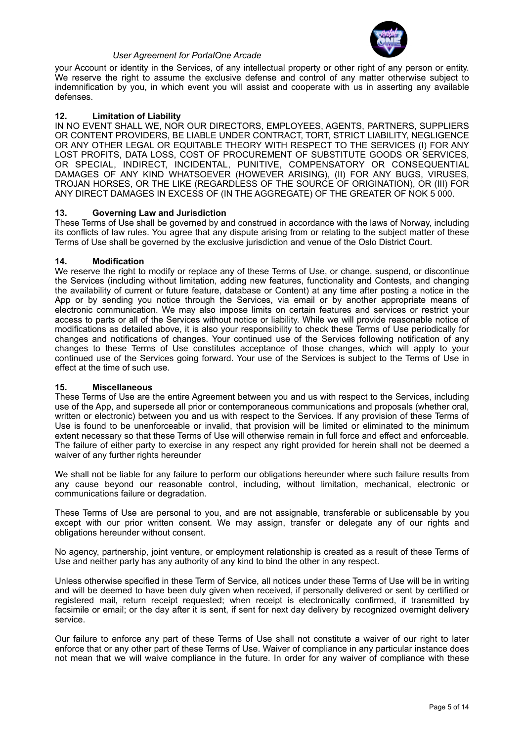your Account or identity in the Services, of any intellectual property or other right of any person or entity. We reserve the right to assume the exclusive defense and control of any matter otherwise subject to indemnification by you, in which event you will assist and cooperate with us in asserting any available defenses.

## 12. Limitation of Liability

IN NO EVENT SHALL WE, NOR OUR DIRECTORS, EMPLOYEES, AGENTS, PARTNERS, SUPPLIERS OR CONTENT PROVIDERS, BE LIABLE UNDER CONTRACT, TORT, STRICT LIABILITY, NEGLIGENCE OR ANY OTHER LEGAL OR EQUITABLE THEORY WITH RESPECT TO THE SERVICES (I) FOR ANY LOST PROFITS, DATA LOSS, COST OF PROCUREMENT OF SUBSTITUTE GOODS OR SERVICES, OR SPECIAL, INDIRECT, INCIDENTAL, PUNITIVE, COMPENSATORY OR CONSEQUENTIAL DAMAGES OF ANY KIND WHATSOEVER (HOWEVER ARISING), (II) FOR ANY BUGS, VIRUSES, TROJAN HORSES, OR THE LIKE (REGARDLESS OF THE SOURCE OF ORIGINATION), OR (III) FOR ANY DIRECT DAMAGES IN EXCESS OF (IN THE AGGREGATE) OF THE GREATER OF NOK 5 000.

## 13. Governing Law and Jurisdiction

These Terms of Use shall be governed by and construed in accordance with the laws of Norway, including its conflicts of law rules. You agree that any dispute arising from or relating to the subject matter of these Terms of Use shall be governed by the exclusive jurisdiction and venue of the Oslo District Court.

## 14. Modification

We reserve the right to modify or replace any of these Terms of Use, or change, suspend, or discontinue the Services (including without limitation, adding new features, functionality and Contests, and changing the availability of current or future feature, database or Content) at any time after posting a notice in the App or by sending you notice through the Services, via email or by another appropriate means of electronic communication. We may also impose limits on certain features and services or restrict your access to parts or all of the Services without notice or liability. While we will provide reasonable notice of modifications as detailed above, it is also your responsibility to check these Terms of Use periodically for changes and notifications of changes. Your continued use of the Services following notification of any changes to these Terms of Use constitutes acceptance of those changes, which will apply to your continued use of the Services going forward. Your use of the Services is subject to the Terms of Use in effect at the time of such use.

## 15. Miscellaneous

These Terms of Use are the entire Agreement between you and us with respect to the Services, including use of the App, and supersede all prior or contemporaneous communications and proposals (whether oral, written or electronic) between you and us with respect to the Services. If any provision of these Terms of Use is found to be unenforceable or invalid, that provision will be limited or eliminated to the minimum extent necessary so that these Terms of Use will otherwise remain in full force and effect and enforceable. The failure of either party to exercise in any respect any right provided for herein shall not be deemed a waiver of any further rights hereunder

We shall not be liable for any failure to perform our obligations hereunder where such failure results from any cause beyond our reasonable control, including, without limitation, mechanical, electronic or communications failure or degradation.

These Terms of Use are personal to you, and are not assignable, transferable or sublicensable by you except with our prior written consent. We may assign, transfer or delegate any of our rights and obligations hereunder without consent.

No agency, partnership, joint venture, or employment relationship is created as a result of these Terms of Use and neither party has any authority of any kind to bind the other in any respect.

Unless otherwise specified in these Term of Service, all notices under these Terms of Use will be in writing and will be deemed to have been duly given when received, if personally delivered or sent by certified or registered mail, return receipt requested; when receipt is electronically confirmed, if transmitted by facsimile or email; or the day after it is sent, if sent for next day delivery by recognized overnight delivery service.

Our failure to enforce any part of these Terms of Use shall not constitute a waiver of our right to later enforce that or any other part of these Terms of Use. Waiver of compliance in any particular instance does not mean that we will waive compliance in the future. In order for any waiver of compliance with these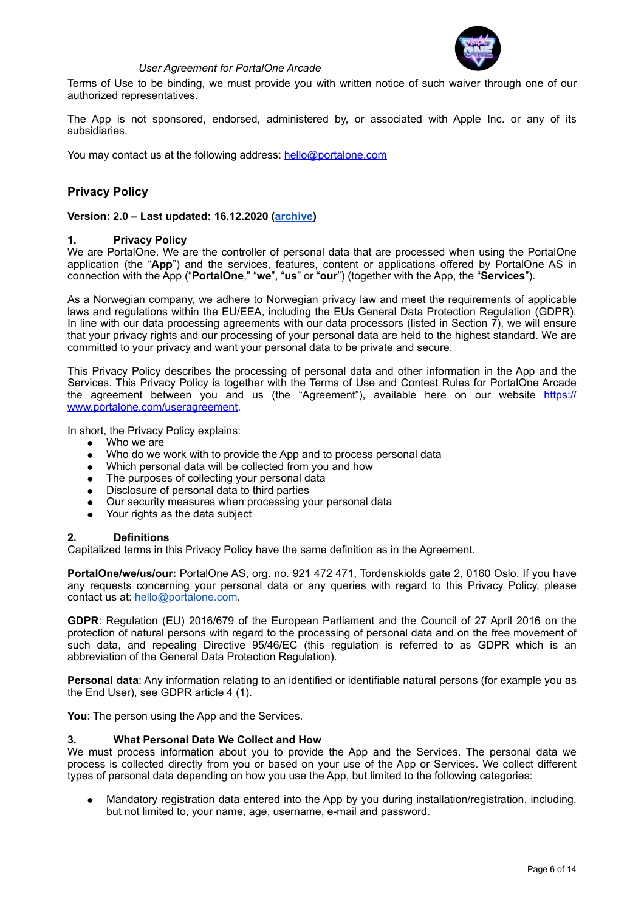Terms of Use to be binding, we must provide you with written notice of such waiver through one of our authorized representatives.

The App is not sponsored, endorsed, administered by, or associated with Apple Inc. or any of its subsidiaries.

You may contact us at the following address: hello@portalone.com

## Privacy Policy

**Version: 2.0 – Last updated: 16.12.2020 (archive)**

### 1. Privacy Policy

We are PortalOne. We are the controller of personal data that are processed when using the PortalOne application (the "**App**") and the services, features, content or applications offered by PortalOne AS in connection with the App ("**PortalOne**," "**we**", "**us**" or "**our**") (together with the App, the "**Services**").

As a Norwegian company, we adhere to Norwegian privacy law and meet the requirements of applicable laws and regulations within the EU/EEA, including the EUs General Data Protection Regulation (GDPR). In line with our data processing agreements with our data processors (listed in Section 7), we will ensure that your privacy rights and our processing of your personal data are held to the highest standard. We are committed to your privacy and want your personal data to be private and secure.

This Privacy Policy describes the processing of personal data and other information in the App and the Services. This Privacy Policy is together with the Terms of Use and Contest Rules for PortalOne Arcade the agreement between you and us (the "Agreement"), available here on our website https://www.portalone.com/useragreement.

In short, the Privacy Policy explains:

- Who we are
- Who do we work with to provide the App and to process personal data
- Which personal data will be collected from you and how
- The purposes of collecting your personal data
- Disclosure of personal data to third parties
- Our security measures when processing your personal data
- Your rights as the data subject

### 2. Definitions

Capitalized terms in this Privacy Policy have the same definition as in the Agreement.

**PortalOne/we/us/our:** PortalOne AS, org. no. 921 472 471, Tordenskiolds gate 2, 0160 Oslo. If you have any requests concerning your personal data or any queries with regard to this Privacy Policy, please contact us at: hello@portalone.com.

**GDPR**: Regulation (EU) 2016/679 of the European Parliament and the Council of 27 April 2016 on the protection of natural persons with regard to the processing of personal data and on the free movement of such data, and repealing Directive 95/46/EC (this regulation is referred to as GDPR which is an abbreviation of the General Data Protection Regulation).

**Personal data**: Any information relating to an identified or identifiable natural persons (for example you as the End User), see GDPR article 4 (1).

**You**: The person using the App and the Services.

### 3. What Personal Data We Collect and How

We must process information about you to provide the App and the Services. The personal data we process is collected directly from you or based on your use of the App or Services. We collect different types of personal data depending on how you use the App, but limited to the following categories:

- Mandatory registration data entered into the App by you during installation/registration, including, but not limited to, your name, age, username, e-mail and password.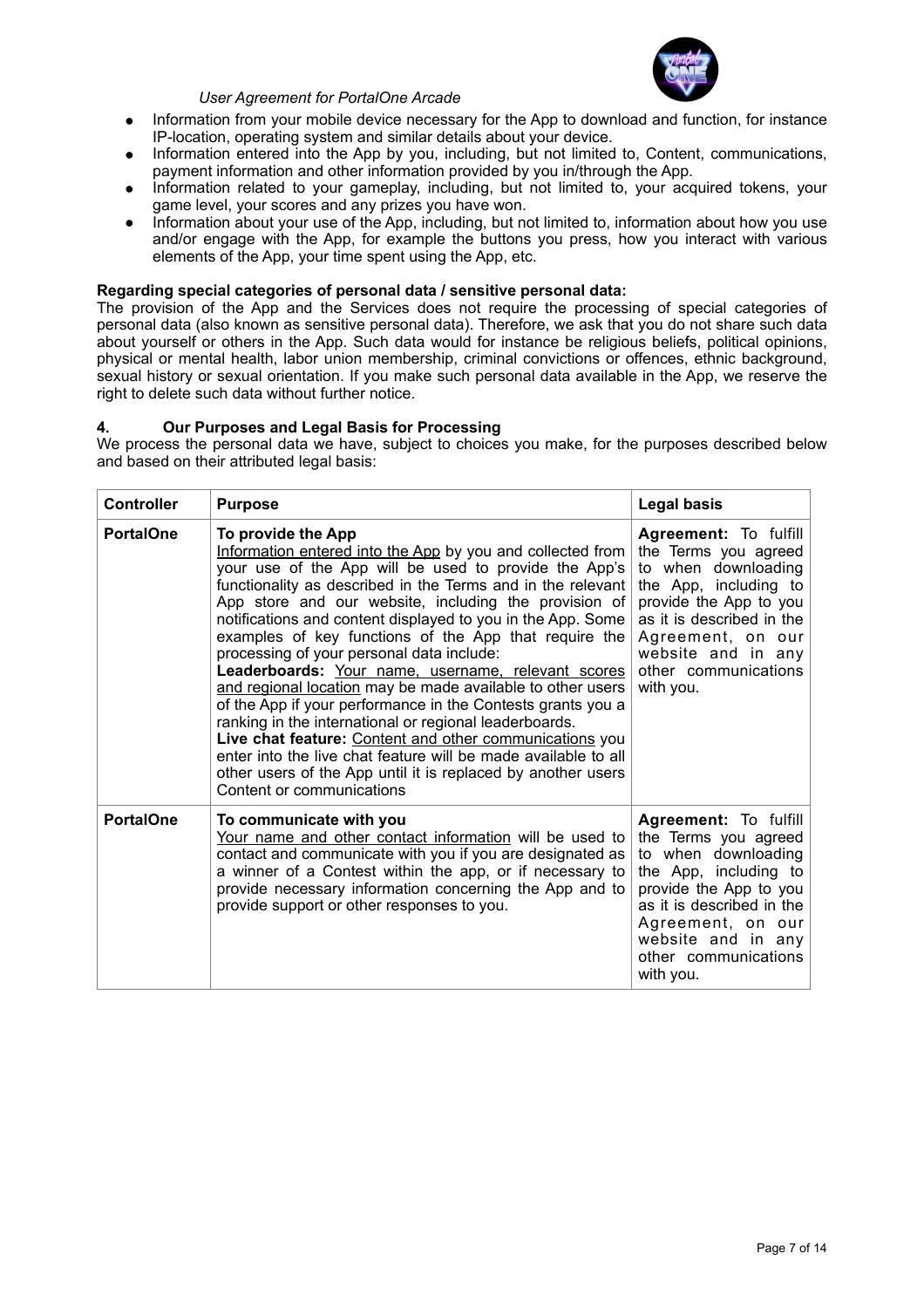- Information from your mobile device necessary for the App to download and function, for instance IP-location, operating system and similar details about your device.
- Information entered into the App by you, including, but not limited to, Content, communications, payment information and other information provided by you in/through the App.
- Information related to your gameplay, including, but not limited to, your acquired tokens, your game level, your scores and any prizes you have won.
- Information about your use of the App, including, but not limited to, information about how you use and/or engage with the App, for example the buttons you press, how you interact with various elements of the App, your time spent using the App, etc.

**Regarding special categories of personal data / sensitive personal data:**

The provision of the App and the Services does not require the processing of special categories of personal data (also known as sensitive personal data). Therefore, we ask that you do not share such data about yourself or others in the App. Such data would for instance be religious beliefs, political opinions, physical or mental health, labor union membership, criminal convictions or offences, ethnic background, sexual history or sexual orientation. If you make such personal data available in the App, we reserve the right to delete such data without further notice.

## 4. Our Purposes and Legal Basis for Processing

We process the personal data we have, subject to choices you make, for the purposes described below and based on their attributed legal basis:

| Controller | Purpose | Legal basis |
|---|---|---|
| **PortalOne** | **To provide the App**<br>Information entered into the App by you and collected from your use of the App will be used to provide the App's functionality as described in the Terms and in the relevant App store and our website, including the provision of notifications and content displayed to you in the App. Some examples of key functions of the App that require the processing of your personal data include:<br>**Leaderboards:** Your name, username, relevant scores and regional location may be made available to other users of the App if your performance in the Contests grants you a ranking in the international or regional leaderboards.<br>**Live chat feature:** Content and other communications you enter into the live chat feature will be made available to all other users of the App until it is replaced by another users Content or communications | **Agreement:** To fulfill the Terms you agreed to when downloading the App, including to provide the App to you as it is described in the Agreement, on our website and in any other communications with you. |
| **PortalOne** | **To communicate with you**<br>Your name and other contact information will be used to contact and communicate with you if you are designated as a winner of a Contest within the app, or if necessary to provide necessary information concerning the App and to provide support or other responses to you. | **Agreement:** To fulfill the Terms you agreed to when downloading the App, including to provide the App to you as it is described in the Agreement, on our website and in any other communications with you. |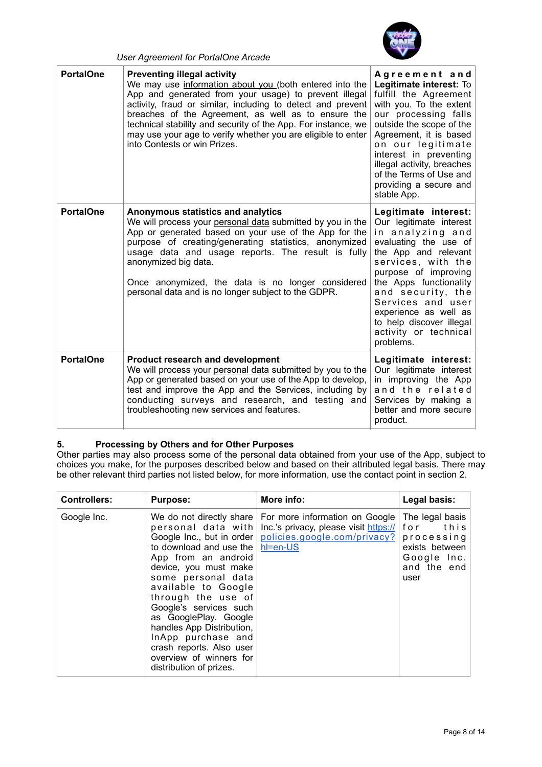| PortalOne | **Preventing illegal activity** We may use information about you (both entered into the App and generated from your usage) to prevent illegal activity, fraud or similar, including to detect and prevent breaches of the Agreement, as well as to ensure the technical stability and security of the App. For instance, we may use your age to verify whether you are eligible to enter into Contests or win Prizes. | **Agreement and Legitimate interest:** To fulfill the Agreement with you. To the extent our processing falls outside the scope of the Agreement, it is based on our legitimate interest in preventing illegal activity, breaches of the Terms of Use and providing a secure and stable App. |
|---|---|---|
| **PortalOne** | **Anonymous statistics and analytics** We will process your personal data submitted by you in the App or generated based on your use of the App for the purpose of creating/generating statistics, anonymized usage data and usage reports. The result is fully anonymized big data.<br><br>Once anonymized, the data is no longer considered personal data and is no longer subject to the GDPR. | **Legitimate interest:** Our legitimate interest in analyzing and evaluating the use of the App and relevant services, with the purpose of improving the Apps functionality and security, the Services and user experience as well as to help discover illegal activity or technical problems. |
| **PortalOne** | **Product research and development** We will process your personal data submitted by you to the App or generated based on your use of the App to develop, test and improve the App and the Services, including by conducting surveys and research, and testing and troubleshooting new services and features. | **Legitimate interest:** Our legitimate interest in improving the App and the Services by making a better and more secure product. |

## 5. Processing by Others and for Other Purposes

Other parties may also process some of the personal data obtained from your use of the App, subject to choices you make, for the purposes described below and based on their attributed legal basis. There may be other relevant third parties not listed below, for more information, use the contact point in section 2.

| Controllers: | Purpose: | More info: | Legal basis: |
|---|---|---|---|
| Google Inc. | We do not directly share personal data with Google Inc., but in order to download and use the App from an android device, you must make some personal data available to Google through the use of Google's services such as GooglePlay. Google handles App Distribution, InApp purchase and crash reports. Also user overview of winners for distribution of prizes. | For more information on Google Inc.'s privacy, please visit https://policies.google.com/privacy?hl=en-US | The legal basis for this processing exists between Google Inc. and the end user |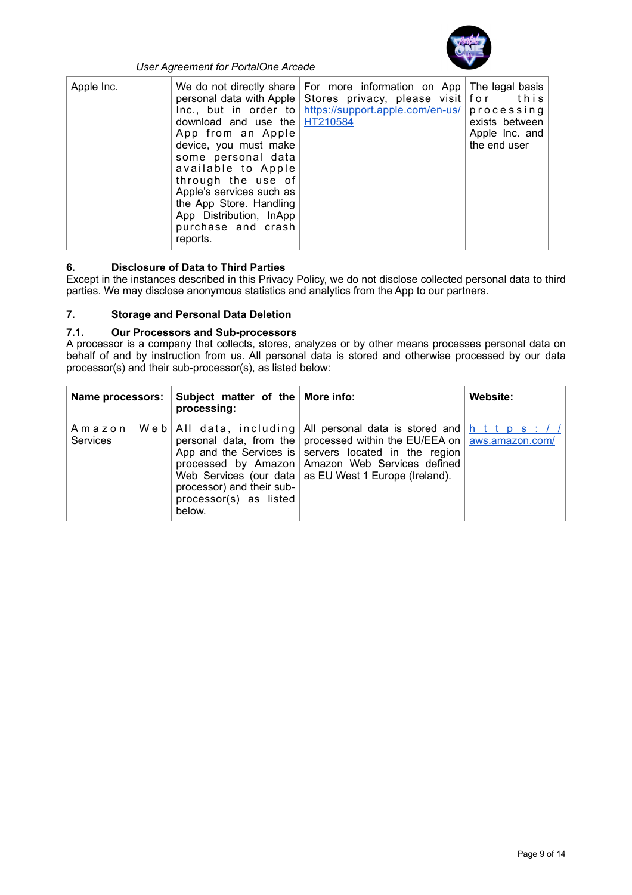| Apple Inc. | We do not directly share personal data with Apple Inc., but in order to download and use the App from an Apple device, you must make some personal data available to Apple through the use of Apple's services such as the App Store. Handling App Distribution, InApp purchase and crash reports. | For more information on App Stores privacy, please visit https://support.apple.com/en-us/HT210584 | The legal basis for this processing exists between Apple Inc. and the end user |
|---|---|---|---|

**6. Disclosure of Data to Third Parties**

Except in the instances described in this Privacy Policy, we do not disclose collected personal data to third parties. We may disclose anonymous statistics and analytics from the App to our partners.

**7. Storage and Personal Data Deletion**

**7.1. Our Processors and Sub-processors**

A processor is a company that collects, stores, analyzes or by other means processes personal data on behalf of and by instruction from us. All personal data is stored and otherwise processed by our data processor(s) and their sub-processor(s), as listed below:

| Name processors: | Subject matter of the processing: | More info: | Website: |
|---|---|---|---|
| Amazon Web Services | All data, including personal data, from the App and the Services is processed by Amazon Web Services (our data processor) and their sub-processor(s) as listed below. | All personal data is stored and processed within the EU/EEA on servers located in the region Amazon Web Services defined as EU West 1 Europe (Ireland). | https://aws.amazon.com/ |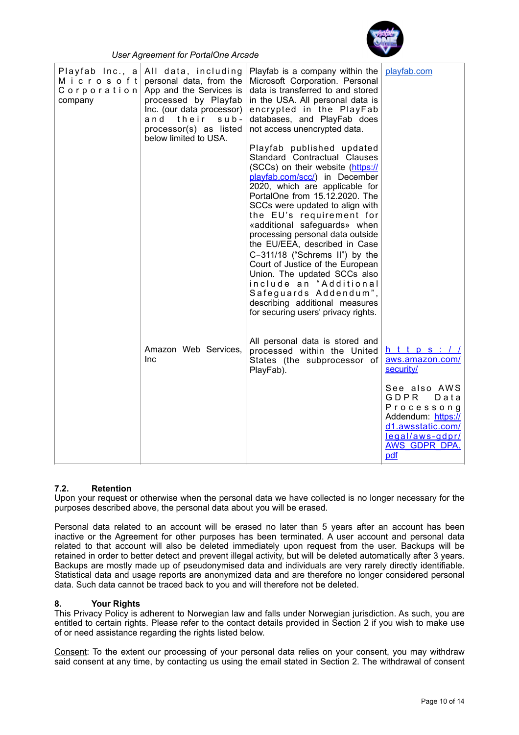| Playfab Inc., a Microsoft Corporation company | All data, including personal data, from the App and the Services is processed by Playfab Inc. (our data processor) and their sub-processor(s) as listed below limited to USA. | Playfab is a company within the Microsoft Corporation. Personal data is transferred to and stored in the USA. All personal data is encrypted in the PlayFab databases, and PlayFab does not access unencrypted data.<br><br>Playfab published updated Standard Contractual Clauses (SCCs) on their website (https://playfab.com/scc/) in December 2020, which are applicable for PortalOne from 15.12.2020. The SCCs were updated to align with the EU's requirement for «additional safeguards» when processing personal data outside the EU/EEA, described in Case C-311/18 ("Schrems II") by the Court of Justice of the European Union. The updated SCCs also include an "Additional Safeguards Addendum", describing additional measures for securing users' privacy rights. | playfab.com |
|---|---|---|---|
| | Amazon Web Services, Inc | All personal data is stored and processed within the United States (the subprocessor of PlayFab). | https://aws.amazon.com/security/<br><br>See also AWS GDPR Data Processong Addendum: https://d1.awsstatic.com/legal/aws-gdpr/AWS_GDPR_DPA.pdf |

**7.2. Retention**

Upon your request or otherwise when the personal data we have collected is no longer necessary for the purposes described above, the personal data about you will be erased.

Personal data related to an account will be erased no later than 5 years after an account has been inactive or the Agreement for other purposes has been terminated. A user account and personal data related to that account will also be deleted immediately upon request from the user. Backups will be retained in order to better detect and prevent illegal activity, but will be deleted automatically after 3 years. Backups are mostly made up of pseudonymised data and individuals are very rarely directly identifiable. Statistical data and usage reports are anonymized data and are therefore no longer considered personal data. Such data cannot be traced back to you and will therefore not be deleted.

**8. Your Rights**

This Privacy Policy is adherent to Norwegian law and falls under Norwegian jurisdiction. As such, you are entitled to certain rights. Please refer to the contact details provided in Section 2 if you wish to make use of or need assistance regarding the rights listed below.

Consent: To the extent our processing of your personal data relies on your consent, you may withdraw said consent at any time, by contacting us using the email stated in Section 2. The withdrawal of consent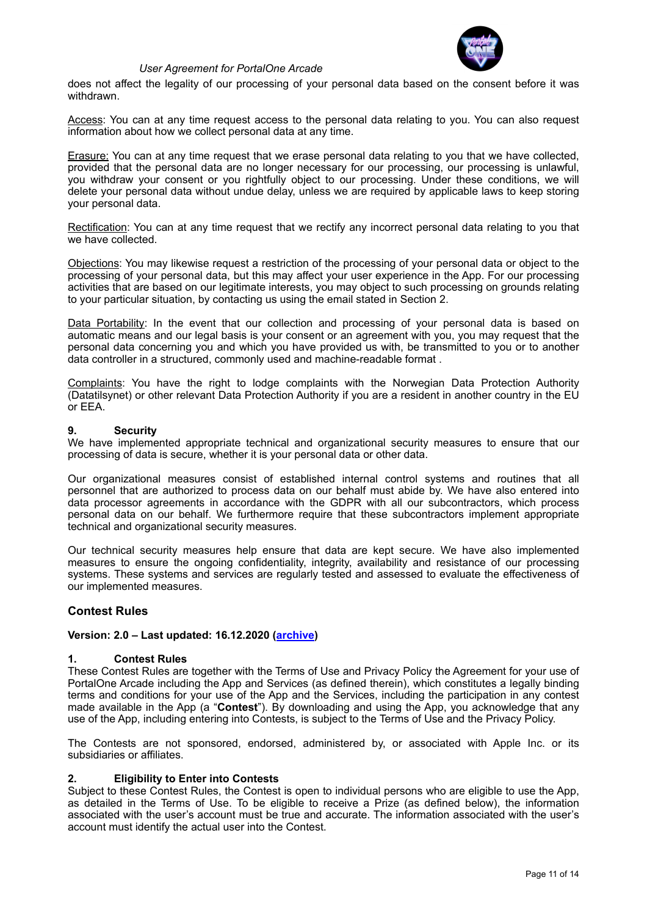does not affect the legality of our processing of your personal data based on the consent before it was withdrawn.

Access: You can at any time request access to the personal data relating to you. You can also request information about how we collect personal data at any time.

Erasure: You can at any time request that we erase personal data relating to you that we have collected, provided that the personal data are no longer necessary for our processing, our processing is unlawful, you withdraw your consent or you rightfully object to our processing. Under these conditions, we will delete your personal data without undue delay, unless we are required by applicable laws to keep storing your personal data.

Rectification: You can at any time request that we rectify any incorrect personal data relating to you that we have collected.

Objections: You may likewise request a restriction of the processing of your personal data or object to the processing of your personal data, but this may affect your user experience in the App. For our processing activities that are based on our legitimate interests, you may object to such processing on grounds relating to your particular situation, by contacting us using the email stated in Section 2.

Data Portability: In the event that our collection and processing of your personal data is based on automatic means and our legal basis is your consent or an agreement with you, you may request that the personal data concerning you and which you have provided us with, be transmitted to you or to another data controller in a structured, commonly used and machine-readable format .

Complaints: You have the right to lodge complaints with the Norwegian Data Protection Authority (Datatilsynet) or other relevant Data Protection Authority if you are a resident in another country in the EU or EEA.

#### 9. Security

We have implemented appropriate technical and organizational security measures to ensure that our processing of data is secure, whether it is your personal data or other data.

Our organizational measures consist of established internal control systems and routines that all personnel that are authorized to process data on our behalf must abide by. We have also entered into data processor agreements in accordance with the GDPR with all our subcontractors, which process personal data on our behalf. We furthermore require that these subcontractors implement appropriate technical and organizational security measures.

Our technical security measures help ensure that data are kept secure. We have also implemented measures to ensure the ongoing confidentiality, integrity, availability and resistance of our processing systems. These systems and services are regularly tested and assessed to evaluate the effectiveness of our implemented measures.

## Contest Rules

**Version: 2.0 – Last updated: 16.12.2020 (archive)**

#### 1. Contest Rules

These Contest Rules are together with the Terms of Use and Privacy Policy the Agreement for your use of PortalOne Arcade including the App and Services (as defined therein), which constitutes a legally binding terms and conditions for your use of the App and the Services, including the participation in any contest made available in the App (a "**Contest**"). By downloading and using the App, you acknowledge that any use of the App, including entering into Contests, is subject to the Terms of Use and the Privacy Policy.

The Contests are not sponsored, endorsed, administered by, or associated with Apple Inc. or its subsidiaries or affiliates.

#### 2. Eligibility to Enter into Contests

Subject to these Contest Rules, the Contest is open to individual persons who are eligible to use the App, as detailed in the Terms of Use. To be eligible to receive a Prize (as defined below), the information associated with the user's account must be true and accurate. The information associated with the user's account must identify the actual user into the Contest.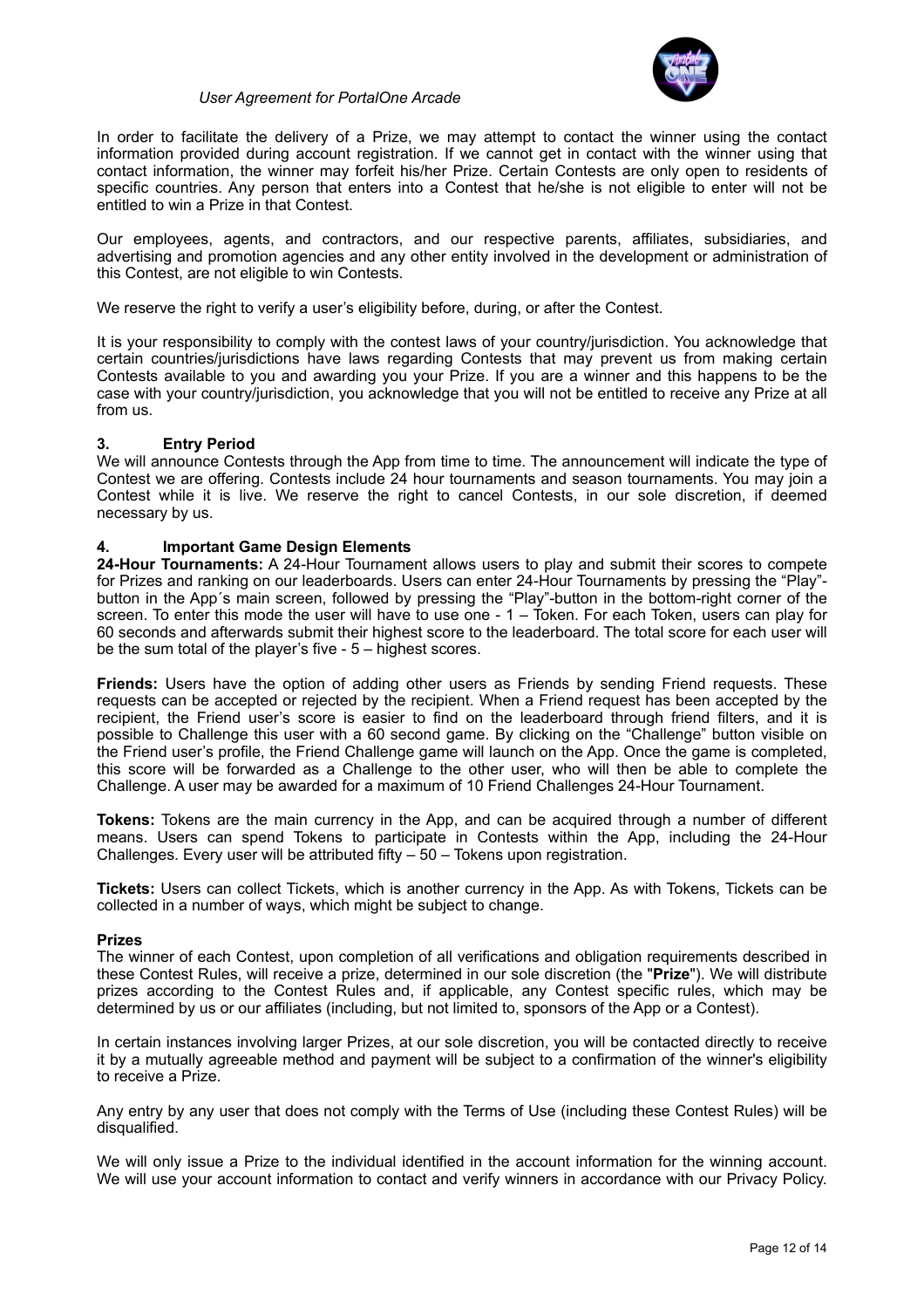In order to facilitate the delivery of a Prize, we may attempt to contact the winner using the contact information provided during account registration. If we cannot get in contact with the winner using that contact information, the winner may forfeit his/her Prize. Certain Contests are only open to residents of specific countries. Any person that enters into a Contest that he/she is not eligible to enter will not be entitled to win a Prize in that Contest.

Our employees, agents, and contractors, and our respective parents, affiliates, subsidiaries, and advertising and promotion agencies and any other entity involved in the development or administration of this Contest, are not eligible to win Contests.

We reserve the right to verify a user's eligibility before, during, or after the Contest.

It is your responsibility to comply with the contest laws of your country/jurisdiction. You acknowledge that certain countries/jurisdictions have laws regarding Contests that may prevent us from making certain Contests available to you and awarding you your Prize. If you are a winner and this happens to be the case with your country/jurisdiction, you acknowledge that you will not be entitled to receive any Prize at all from us.

### 3. Entry Period

We will announce Contests through the App from time to time. The announcement will indicate the type of Contest we are offering. Contests include 24 hour tournaments and season tournaments. You may join a Contest while it is live. We reserve the right to cancel Contests, in our sole discretion, if deemed necessary by us.

### 4. Important Game Design Elements

**24-Hour Tournaments:** A 24-Hour Tournament allows users to play and submit their scores to compete for Prizes and ranking on our leaderboards. Users can enter 24-Hour Tournaments by pressing the "Play"-button in the App´s main screen, followed by pressing the "Play"-button in the bottom-right corner of the screen. To enter this mode the user will have to use one - 1 – Token. For each Token, users can play for 60 seconds and afterwards submit their highest score to the leaderboard. The total score for each user will be the sum total of the player's five - 5 – highest scores.

**Friends:** Users have the option of adding other users as Friends by sending Friend requests. These requests can be accepted or rejected by the recipient. When a Friend request has been accepted by the recipient, the Friend user's score is easier to find on the leaderboard through friend filters, and it is possible to Challenge this user with a 60 second game. By clicking on the "Challenge" button visible on the Friend user's profile, the Friend Challenge game will launch on the App. Once the game is completed, this score will be forwarded as a Challenge to the other user, who will then be able to complete the Challenge. A user may be awarded for a maximum of 10 Friend Challenges 24-Hour Tournament.

**Tokens:** Tokens are the main currency in the App, and can be acquired through a number of different means. Users can spend Tokens to participate in Contests within the App, including the 24-Hour Challenges. Every user will be attributed fifty – 50 – Tokens upon registration.

**Tickets:** Users can collect Tickets, which is another currency in the App. As with Tokens, Tickets can be collected in a number of ways, which might be subject to change.

### Prizes

The winner of each Contest, upon completion of all verifications and obligation requirements described in these Contest Rules, will receive a prize, determined in our sole discretion (the "**Prize**"). We will distribute prizes according to the Contest Rules and, if applicable, any Contest specific rules, which may be determined by us or our affiliates (including, but not limited to, sponsors of the App or a Contest).

In certain instances involving larger Prizes, at our sole discretion, you will be contacted directly to receive it by a mutually agreeable method and payment will be subject to a confirmation of the winner's eligibility to receive a Prize.

Any entry by any user that does not comply with the Terms of Use (including these Contest Rules) will be disqualified.

We will only issue a Prize to the individual identified in the account information for the winning account. We will use your account information to contact and verify winners in accordance with our Privacy Policy.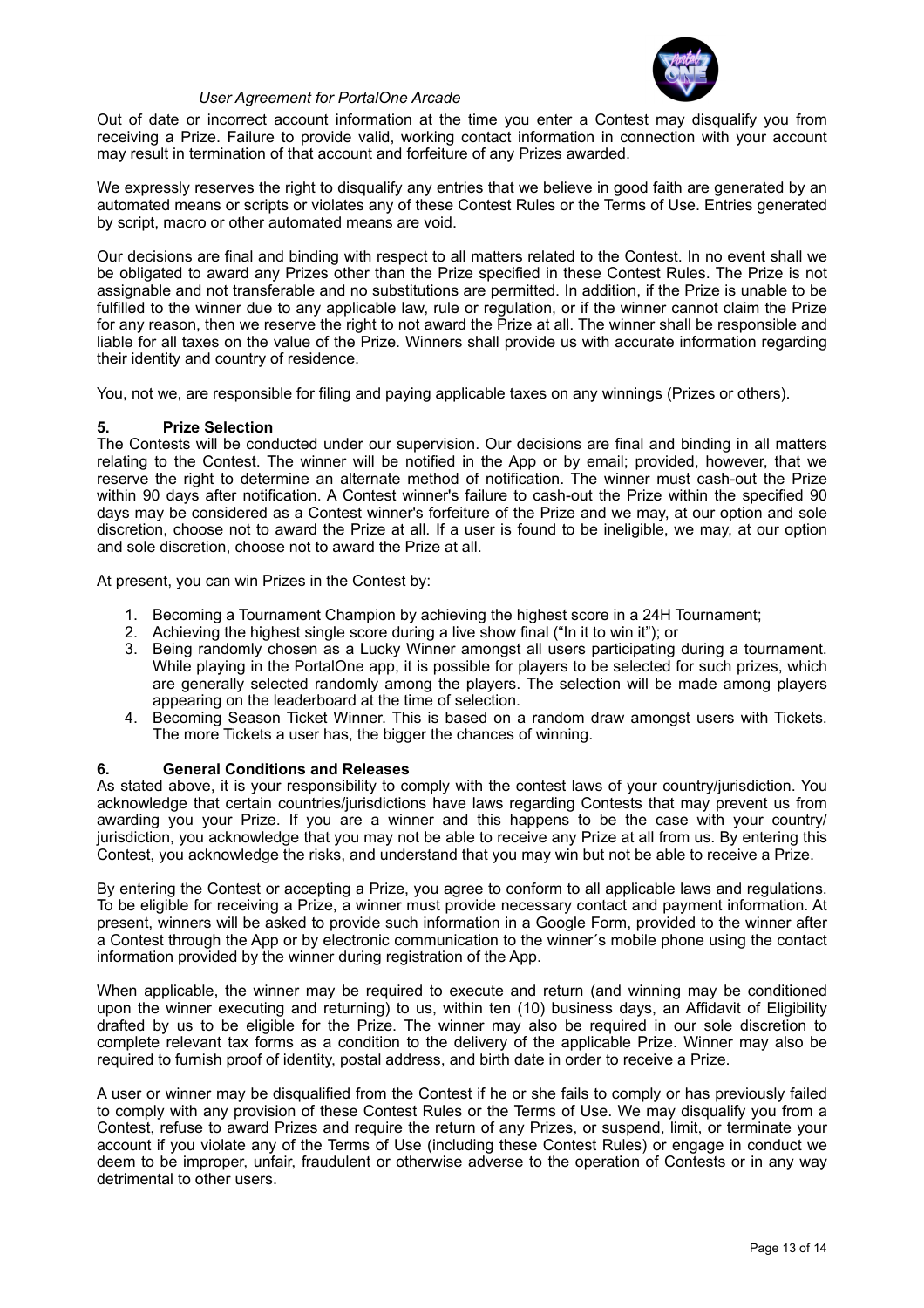Out of date or incorrect account information at the time you enter a Contest may disqualify you from receiving a Prize. Failure to provide valid, working contact information in connection with your account may result in termination of that account and forfeiture of any Prizes awarded.

We expressly reserves the right to disqualify any entries that we believe in good faith are generated by an automated means or scripts or violates any of these Contest Rules or the Terms of Use. Entries generated by script, macro or other automated means are void.

Our decisions are final and binding with respect to all matters related to the Contest. In no event shall we be obligated to award any Prizes other than the Prize specified in these Contest Rules. The Prize is not assignable and not transferable and no substitutions are permitted. In addition, if the Prize is unable to be fulfilled to the winner due to any applicable law, rule or regulation, or if the winner cannot claim the Prize for any reason, then we reserve the right to not award the Prize at all. The winner shall be responsible and liable for all taxes on the value of the Prize. Winners shall provide us with accurate information regarding their identity and country of residence.

You, not we, are responsible for filing and paying applicable taxes on any winnings (Prizes or others).

## 5. Prize Selection

The Contests will be conducted under our supervision. Our decisions are final and binding in all matters relating to the Contest. The winner will be notified in the App or by email; provided, however, that we reserve the right to determine an alternate method of notification. The winner must cash-out the Prize within 90 days after notification. A Contest winner's failure to cash-out the Prize within the specified 90 days may be considered as a Contest winner's forfeiture of the Prize and we may, at our option and sole discretion, choose not to award the Prize at all. If a user is found to be ineligible, we may, at our option and sole discretion, choose not to award the Prize at all.

At present, you can win Prizes in the Contest by:

1. Becoming a Tournament Champion by achieving the highest score in a 24H Tournament;
2. Achieving the highest single score during a live show final ("In it to win it"); or
3. Being randomly chosen as a Lucky Winner amongst all users participating during a tournament. While playing in the PortalOne app, it is possible for players to be selected for such prizes, which are generally selected randomly among the players. The selection will be made among players appearing on the leaderboard at the time of selection.
4. Becoming Season Ticket Winner. This is based on a random draw amongst users with Tickets. The more Tickets a user has, the bigger the chances of winning.

## 6. General Conditions and Releases

As stated above, it is your responsibility to comply with the contest laws of your country/jurisdiction. You acknowledge that certain countries/jurisdictions have laws regarding Contests that may prevent us from awarding you your Prize. If you are a winner and this happens to be the case with your country/ jurisdiction, you acknowledge that you may not be able to receive any Prize at all from us. By entering this Contest, you acknowledge the risks, and understand that you may win but not be able to receive a Prize.

By entering the Contest or accepting a Prize, you agree to conform to all applicable laws and regulations. To be eligible for receiving a Prize, a winner must provide necessary contact and payment information. At present, winners will be asked to provide such information in a Google Form, provided to the winner after a Contest through the App or by electronic communication to the winner´s mobile phone using the contact information provided by the winner during registration of the App.

When applicable, the winner may be required to execute and return (and winning may be conditioned upon the winner executing and returning) to us, within ten (10) business days, an Affidavit of Eligibility drafted by us to be eligible for the Prize. The winner may also be required in our sole discretion to complete relevant tax forms as a condition to the delivery of the applicable Prize. Winner may also be required to furnish proof of identity, postal address, and birth date in order to receive a Prize.

A user or winner may be disqualified from the Contest if he or she fails to comply or has previously failed to comply with any provision of these Contest Rules or the Terms of Use. We may disqualify you from a Contest, refuse to award Prizes and require the return of any Prizes, or suspend, limit, or terminate your account if you violate any of the Terms of Use (including these Contest Rules) or engage in conduct we deem to be improper, unfair, fraudulent or otherwise adverse to the operation of Contests or in any way detrimental to other users.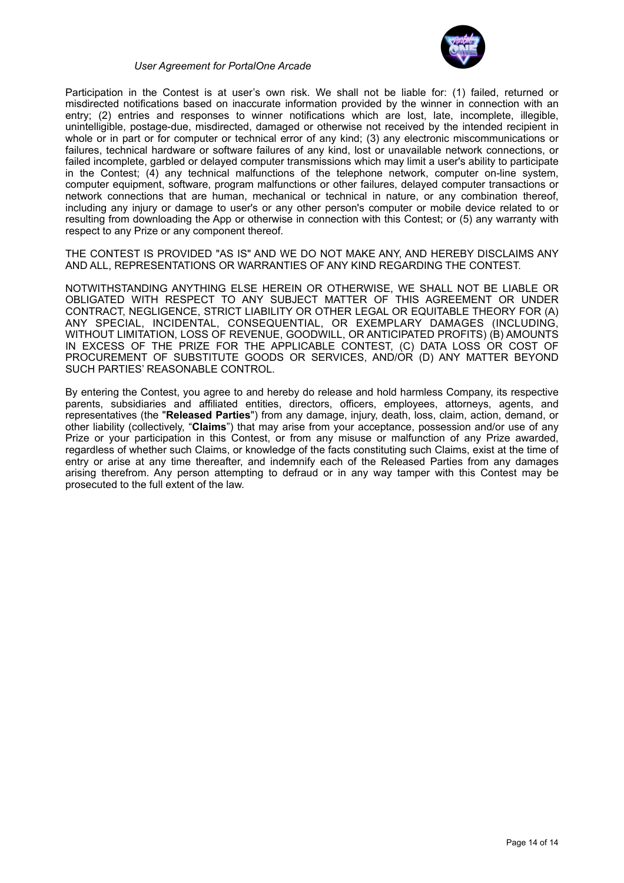Participation in the Contest is at user's own risk. We shall not be liable for: (1) failed, returned or misdirected notifications based on inaccurate information provided by the winner in connection with an entry; (2) entries and responses to winner notifications which are lost, late, incomplete, illegible, unintelligible, postage-due, misdirected, damaged or otherwise not received by the intended recipient in whole or in part or for computer or technical error of any kind; (3) any electronic miscommunications or failures, technical hardware or software failures of any kind, lost or unavailable network connections, or failed incomplete, garbled or delayed computer transmissions which may limit a user's ability to participate in the Contest; (4) any technical malfunctions of the telephone network, computer on-line system, computer equipment, software, program malfunctions or other failures, delayed computer transactions or network connections that are human, mechanical or technical in nature, or any combination thereof, including any injury or damage to user's or any other person's computer or mobile device related to or resulting from downloading the App or otherwise in connection with this Contest; or (5) any warranty with respect to any Prize or any component thereof.

THE CONTEST IS PROVIDED "AS IS" AND WE DO NOT MAKE ANY, AND HEREBY DISCLAIMS ANY AND ALL, REPRESENTATIONS OR WARRANTIES OF ANY KIND REGARDING THE CONTEST.

NOTWITHSTANDING ANYTHING ELSE HEREIN OR OTHERWISE, WE SHALL NOT BE LIABLE OR OBLIGATED WITH RESPECT TO ANY SUBJECT MATTER OF THIS AGREEMENT OR UNDER CONTRACT, NEGLIGENCE, STRICT LIABILITY OR OTHER LEGAL OR EQUITABLE THEORY FOR (A) ANY SPECIAL, INCIDENTAL, CONSEQUENTIAL, OR EXEMPLARY DAMAGES (INCLUDING, WITHOUT LIMITATION, LOSS OF REVENUE, GOODWILL, OR ANTICIPATED PROFITS) (B) AMOUNTS IN EXCESS OF THE PRIZE FOR THE APPLICABLE CONTEST, (C) DATA LOSS OR COST OF PROCUREMENT OF SUBSTITUTE GOODS OR SERVICES, AND/OR (D) ANY MATTER BEYOND SUCH PARTIES' REASONABLE CONTROL.

By entering the Contest, you agree to and hereby do release and hold harmless Company, its respective parents, subsidiaries and affiliated entities, directors, officers, employees, attorneys, agents, and representatives (the "**Released Parties**") from any damage, injury, death, loss, claim, action, demand, or other liability (collectively, "**Claims**") that may arise from your acceptance, possession and/or use of any Prize or your participation in this Contest, or from any misuse or malfunction of any Prize awarded, regardless of whether such Claims, or knowledge of the facts constituting such Claims, exist at the time of entry or arise at any time thereafter, and indemnify each of the Released Parties from any damages arising therefrom. Any person attempting to defraud or in any way tamper with this Contest may be prosecuted to the full extent of the law.